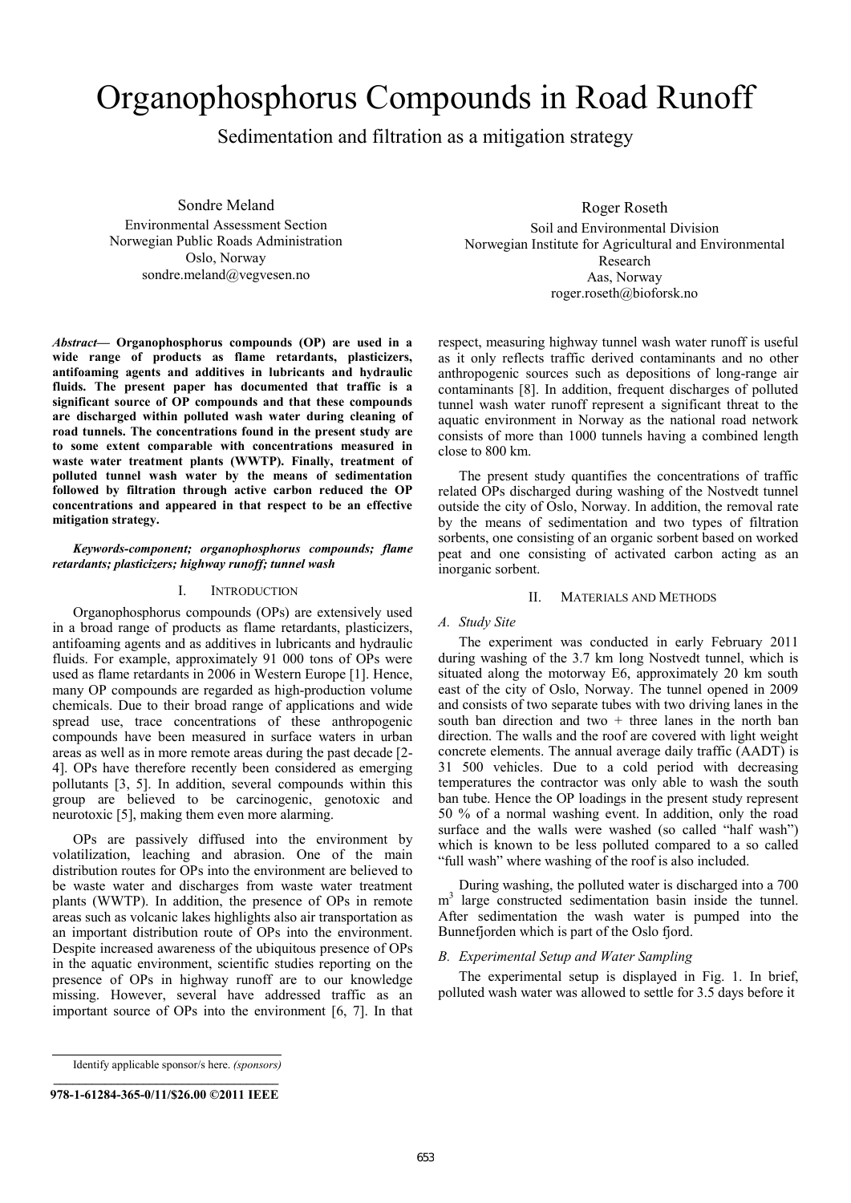// Organophosphorus Compounds in Road Runoff

## Sedimentation and filtration as a mitigation strategy

Sondre Meland
Environmental Assessment Section
Norwegian Public Roads Administration
Oslo, Norway
sondre.meland@vegvesen.no

Roger Roseth
Soil and Environmental Division
Norwegian Institute for Agricultural and Environmental Research
Aas, Norway
roger.roseth@bioforsk.no

***Abstract*— Organophosphorus compounds (OP) are used in a wide range of products as flame retardants, plasticizers, antifoaming agents and additives in lubricants and hydraulic fluids. The present paper has documented that traffic is a significant source of OP compounds and that these compounds are discharged within polluted wash water during cleaning of road tunnels. The concentrations found in the present study are to some extent comparable with concentrations measured in waste water treatment plants (WWTP). Finally, treatment of polluted tunnel wash water by the means of sedimentation followed by filtration through active carbon reduced the OP concentrations and appeared in that respect to be an effective mitigation strategy.**

***Keywords-component; organophosphorus compounds; flame retardants; plasticizers; highway runoff; tunnel wash***

## I. Introduction

Organophosphorus compounds (OPs) are extensively used in a broad range of products as flame retardants, plasticizers, antifoaming agents and as additives in lubricants and hydraulic fluids. For example, approximately 91 000 tons of OPs were used as flame retardants in 2006 in Western Europe [1]. Hence, many OP compounds are regarded as high-production volume chemicals. Due to their broad range of applications and wide spread use, trace concentrations of these anthropogenic compounds have been measured in surface waters in urban areas as well as in more remote areas during the past decade [2-4]. OPs have therefore recently been considered as emerging pollutants [3, 5]. In addition, several compounds within this group are believed to be carcinogenic, genotoxic and neurotoxic [5], making them even more alarming.

OPs are passively diffused into the environment by volatilization, leaching and abrasion. One of the main distribution routes for OPs into the environment are believed to be waste water and discharges from waste water treatment plants (WWTP). In addition, the presence of OPs in remote areas such as volcanic lakes highlights also air transportation as an important distribution route of OPs into the environment. Despite increased awareness of the ubiquitous presence of OPs in the aquatic environment, scientific studies reporting on the presence of OPs in highway runoff are to our knowledge missing. However, several have addressed traffic as an important source of OPs into the environment [6, 7]. In that respect, measuring highway tunnel wash water runoff is useful as it only reflects traffic derived contaminants and no other anthropogenic sources such as depositions of long-range air contaminants [8]. In addition, frequent discharges of polluted tunnel wash water runoff represent a significant threat to the aquatic environment in Norway as the national road network consists of more than 1000 tunnels having a combined length close to 800 km.

The present study quantifies the concentrations of traffic related OPs discharged during washing of the Nostvedt tunnel outside the city of Oslo, Norway. In addition, the removal rate by the means of sedimentation and two types of filtration sorbents, one consisting of an organic sorbent based on worked peat and one consisting of activated carbon acting as an inorganic sorbent.

## II. Materials and Methods

### *A. Study Site*

The experiment was conducted in early February 2011 during washing of the 3.7 km long Nostvedt tunnel, which is situated along the motorway E6, approximately 20 km south east of the city of Oslo, Norway. The tunnel opened in 2009 and consists of two separate tubes with two driving lanes in the south ban direction and two + three lanes in the north ban direction. The walls and the roof are covered with light weight concrete elements. The annual average daily traffic (AADT) is 31 500 vehicles. Due to a cold period with decreasing temperatures the contractor was only able to wash the south ban tube. Hence the OP loadings in the present study represent 50 % of a normal washing event. In addition, only the road surface and the walls were washed (so called "half wash") which is known to be less polluted compared to a so called "full wash" where washing of the roof is also included.

During washing, the polluted water is discharged into a 700 $m^3$ large constructed sedimentation basin inside the tunnel. After sedimentation the wash water is pumped into the Bunnefjorden which is part of the Oslo fjord.

### *B. Experimental Setup and Water Sampling*

The experimental setup is displayed in Fig. 1. In brief, polluted wash water was allowed to settle for 3.5 days before it

Identify applicable sponsor/s here. *(sponsors)*

**978-1-61284-365-0/11/$26.00 ©2011 IEEE**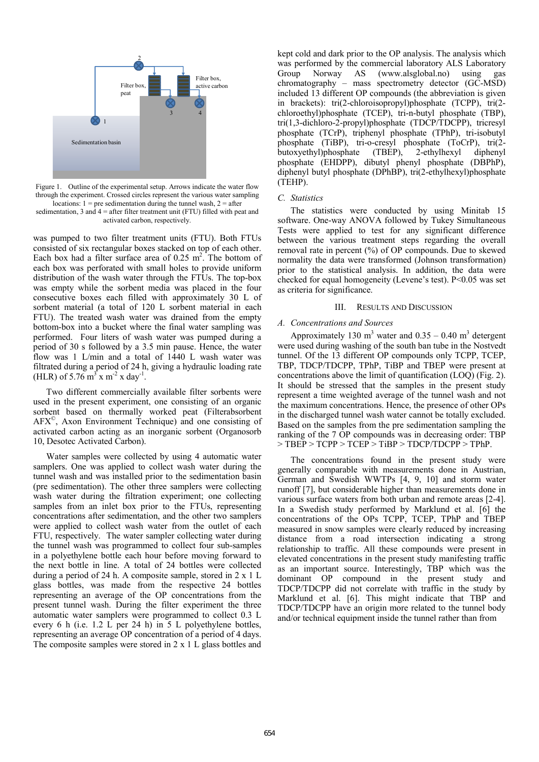Figure 1. Outline of the experimental setup. Arrows indicate the water flow through the experiment. Crossed circles represent the various water sampling locations: 1 = pre sedimentation during the tunnel wash, 2 = after sedimentation, 3 and 4 = after filter treatment unit (FTU) filled with peat and activated carbon, respectively.

was pumped to two filter treatment units (FTU). Both FTUs consisted of six rectangular boxes stacked on top of each other. Each box had a filter surface area of 0.25 $m^2$. The bottom of each box was perforated with small holes to provide uniform distribution of the wash water through the FTUs. The top-box was empty while the sorbent media was placed in the four consecutive boxes each filled with approximately 30 L of sorbent material (a total of 120 L sorbent material in each FTU). The treated wash water was drained from the empty bottom-box into a bucket where the final water sampling was performed. Four liters of wash water was pumped during a period of 30 s followed by a 3.5 min pause. Hence, the water flow was 1 L/min and a total of 1440 L wash water was filtrated during a period of 24 h, giving a hydraulic loading rate (HLR) of 5.76 $m^3$ x $m^{-2}$ x $day^{-1}$.

Two different commercially available filter sorbents were used in the present experiment, one consisting of an organic sorbent based on thermally worked peat (Filterabsorbent AFX©, Axon Environment Technique) and one consisting of activated carbon acting as an inorganic sorbent (Organosorb 10, Desotec Activated Carbon).

Water samples were collected by using 4 automatic water samplers. One was applied to collect wash water during the tunnel wash and was installed prior to the sedimentation basin (pre sedimentation). The other three samplers were collecting wash water during the filtration experiment; one collecting samples from an inlet box prior to the FTUs, representing concentrations after sedimentation, and the other two samplers were applied to collect wash water from the outlet of each FTU, respectively. The water sampler collecting water during the tunnel wash was programmed to collect four sub-samples in a polyethylene bottle each hour before moving forward to the next bottle in line. A total of 24 bottles were collected during a period of 24 h. A composite sample, stored in 2 x 1 L glass bottles, was made from the respective 24 bottles representing an average of the OP concentrations from the present tunnel wash. During the filter experiment the three automatic water samplers were programmed to collect 0.3 L every 6 h (i.e. 1.2 L per 24 h) in 5 L polyethylene bottles, representing an average OP concentration of a period of 4 days. The composite samples were stored in 2 x 1 L glass bottles and kept cold and dark prior to the OP analysis. The analysis which was performed by the commercial laboratory ALS Laboratory Group Norway AS (www.alsglobal.no) using gas chromatography – mass spectrometry detector (GC-MSD) included 13 different OP compounds (the abbreviation is given in brackets): tri(2-chloroisopropyl)phosphate (TCPP), tri(2-chloroethyl)phosphate (TCEP), tri-n-butyl phosphate (TBP), tri(1,3-dichloro-2-propyl)phosphate (TDCP/TDCPP), tricresyl phosphate (TCrP), triphenyl phosphate (TPhP), tri-isobutyl phosphate (TiBP), tri-o-cresyl phosphate (ToCrP), tri(2-butoxyethyl)phosphate (TBEP), 2-ethylhexyl diphenyl phosphate (EHDPP), dibutyl phenyl phosphate (DBPhP), diphenyl butyl phosphate (DPhBP), tri(2-ethylhexyl)phosphate (TEHP).

### C. Statistics

The statistics were conducted by using Minitab 15 software. One-way ANOVA followed by Tukey Simultaneous Tests were applied to test for any significant difference between the various treatment steps regarding the overall removal rate in percent (%) of OP compounds. Due to skewed normality the data were transformed (Johnson transformation) prior to the statistical analysis. In addition, the data were checked for equal homogeneity (Levene's test). $P<0.05$ was set as criteria for significance.

## III. Results and Discussion

### A. Concentrations and Sources

Approximately 130 $m^3$ water and 0.35 – 0.40 $m^3$ detergent were used during washing of the south ban tube in the Nostvedt tunnel. Of the 13 different OP compounds only TCPP, TCEP, TBP, TDCP/TDCPP, TPhP, TiBP and TBEP were present at concentrations above the limit of quantification (LOQ) (Fig. 2). It should be stressed that the samples in the present study represent a time weighted average of the tunnel wash and not the maximum concentrations. Hence, the presence of other OPs in the discharged tunnel wash water cannot be totally excluded. Based on the samples from the pre sedimentation sampling the ranking of the 7 OP compounds was in decreasing order: TBP > TBEP > TCPP > TCEP > TiBP > TDCP/TDCPP > TPhP.

The concentrations found in the present study were generally comparable with measurements done in Austrian, German and Swedish WWTPs [4, 9, 10] and storm water runoff [7], but considerable higher than measurements done in various surface waters from both urban and remote areas [2-4]. In a Swedish study performed by Marklund et al. [6] the concentrations of the OPs TCPP, TCEP, TPhP and TBEP measured in snow samples were clearly reduced by increasing distance from a road intersection indicating a strong relationship to traffic. All these compounds were present in elevated concentrations in the present study manifesting traffic as an important source. Interestingly, TBP which was the dominant OP compound in the present study and TDCP/TDCPP did not correlate with traffic in the study by Marklund et al. [6]. This might indicate that TBP and TDCP/TDCPP have an origin more related to the tunnel body and/or technical equipment inside the tunnel rather than from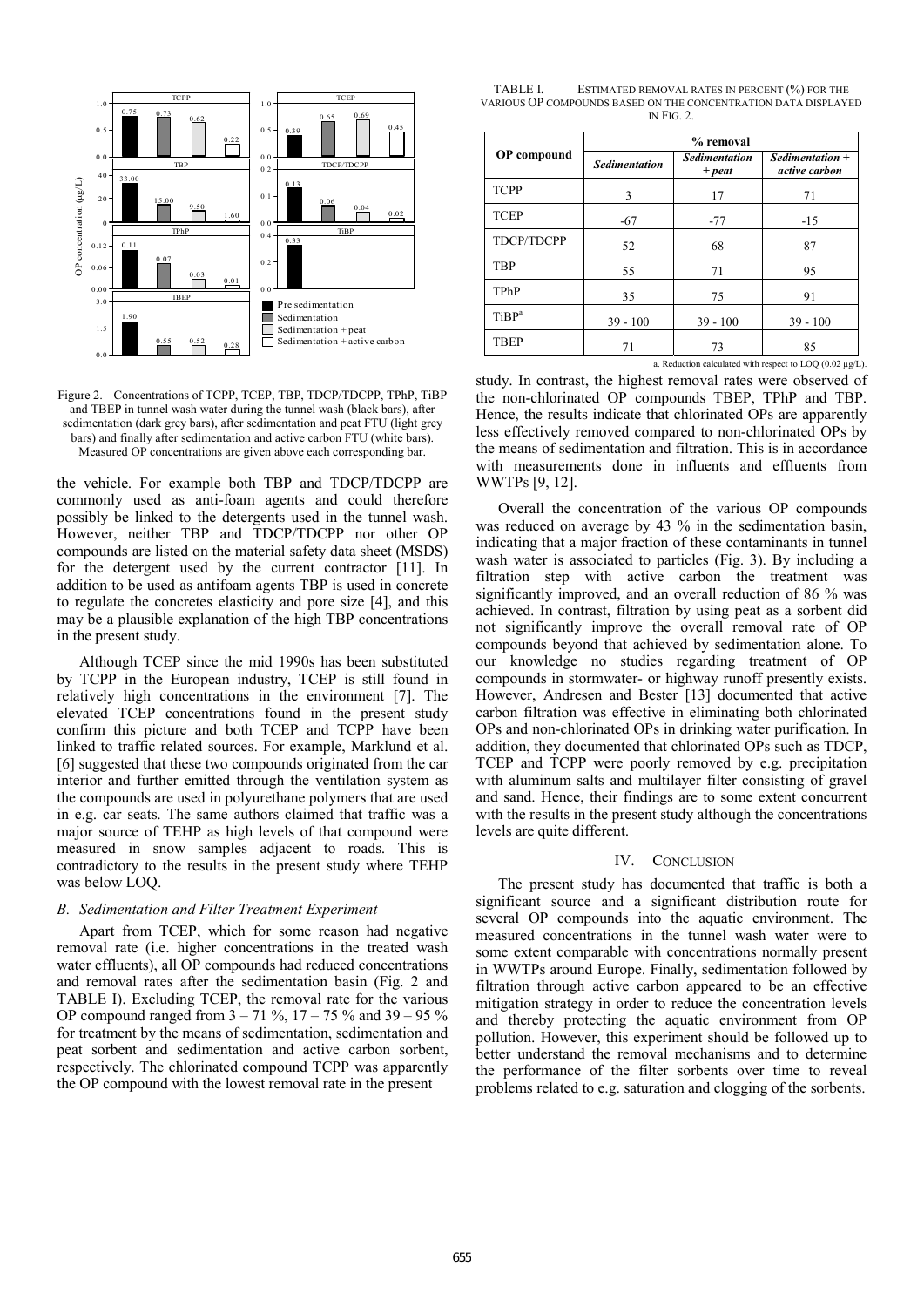Figure 2. Concentrations of TCPP, TCEP, TBP, TDCP/TDCPP, TPhP, TiBP and TBEP in tunnel wash water during the tunnel wash (black bars), after sedimentation (dark grey bars), after sedimentation and peat FTU (light grey bars) and finally after sedimentation and active carbon FTU (white bars). Measured OP concentrations are given above each corresponding bar.

the vehicle. For example both TBP and TDCP/TDCPP are commonly used as anti-foam agents and could therefore possibly be linked to the detergents used in the tunnel wash. However, neither TBP and TDCP/TDCPP nor other OP compounds are listed on the material safety data sheet (MSDS) for the detergent used by the current contractor [11]. In addition to be used as antifoam agents TBP is used in concrete to regulate the concretes elasticity and pore size [4], and this may be a plausible explanation of the high TBP concentrations in the present study.

Although TCEP since the mid 1990s has been substituted by TCPP in the European industry, TCEP is still found in relatively high concentrations in the environment [7]. The elevated TCEP concentrations found in the present study confirm this picture and both TCEP and TCPP have been linked to traffic related sources. For example, Marklund et al. [6] suggested that these two compounds originated from the car interior and further emitted through the ventilation system as the compounds are used in polyurethane polymers that are used in e.g. car seats. The same authors claimed that traffic was a major source of TEHP as high levels of that compound were measured in snow samples adjacent to roads. This is contradictory to the results in the present study where TEHP was below LOQ.

### B. Sedimentation and Filter Treatment Experiment

Apart from TCEP, which for some reason had negative removal rate (i.e. higher concentrations in the treated wash water effluents), all OP compounds had reduced concentrations and removal rates after the sedimentation basin (Fig. 2 and TABLE I). Excluding TCEP, the removal rate for the various OP compound ranged from 3 – 71 %, 17 – 75 % and 39 – 95 % for treatment by the means of sedimentation, sedimentation and peat sorbent and sedimentation and active carbon sorbent, respectively. The chlorinated compound TCPP was apparently the OP compound with the lowest removal rate in the present study. In contrast, the highest removal rates were observed of the non-chlorinated OP compounds TBEP, TPhP and TBP. Hence, the results indicate that chlorinated OPs are apparently less effectively removed compared to non-chlorinated OPs by the means of sedimentation and filtration. This is in accordance with measurements done in influents and effluents from WWTPs [9, 12].

TABLE I. ESTIMATED REMOVAL RATES IN PERCENT (%) FOR THE VARIOUS OP COMPOUNDS BASED ON THE CONCENTRATION DATA DISPLAYED IN FIG. 2.

| OP compound | % removal | | |
|---|---|---|---|
| | *Sedimentation* | *Sedimentation + peat* | *Sedimentation + active carbon* |
| TCPP | 3 | 17 | 71 |
| TCEP | -67 | -77 | -15 |
| TDCP/TDCPP | 52 | 68 | 87 |
| TBP | 55 | 71 | 95 |
| TPhP | 35 | 75 | 91 |
| TiBP[a] | 39 - 100 | 39 - 100 | 39 - 100 |
| TBEP | 71 | 73 | 85 |

a. Reduction calculated with respect to LOQ (0.02 µg/L).

Overall the concentration of the various OP compounds was reduced on average by 43 % in the sedimentation basin, indicating that a major fraction of these contaminants in tunnel wash water is associated to particles (Fig. 3). By including a filtration step with active carbon the treatment was significantly improved, and an overall reduction of 86 % was achieved. In contrast, filtration by using peat as a sorbent did not significantly improve the overall removal rate of OP compounds beyond that achieved by sedimentation alone. To our knowledge no studies regarding treatment of OP compounds in stormwater- or highway runoff presently exists. However, Andresen and Bester [13] documented that active carbon filtration was effective in eliminating both chlorinated OPs and non-chlorinated OPs in drinking water purification. In addition, they documented that chlorinated OPs such as TDCP, TCEP and TCPP were poorly removed by e.g. precipitation with aluminum salts and multilayer filter consisting of gravel and sand. Hence, their findings are to some extent concurrent with the results in the present study although the concentrations levels are quite different.

## IV. Conclusion

The present study has documented that traffic is both a significant source and a significant distribution route for several OP compounds into the aquatic environment. The measured concentrations in the tunnel wash water were to some extent comparable with concentrations normally present in WWTPs around Europe. Finally, sedimentation followed by filtration through active carbon appeared to be an effective mitigation strategy in order to reduce the concentration levels and thereby protecting the aquatic environment from OP pollution. However, this experiment should be followed up to better understand the removal mechanisms and to determine the performance of the filter sorbents over time to reveal problems related to e.g. saturation and clogging of the sorbents.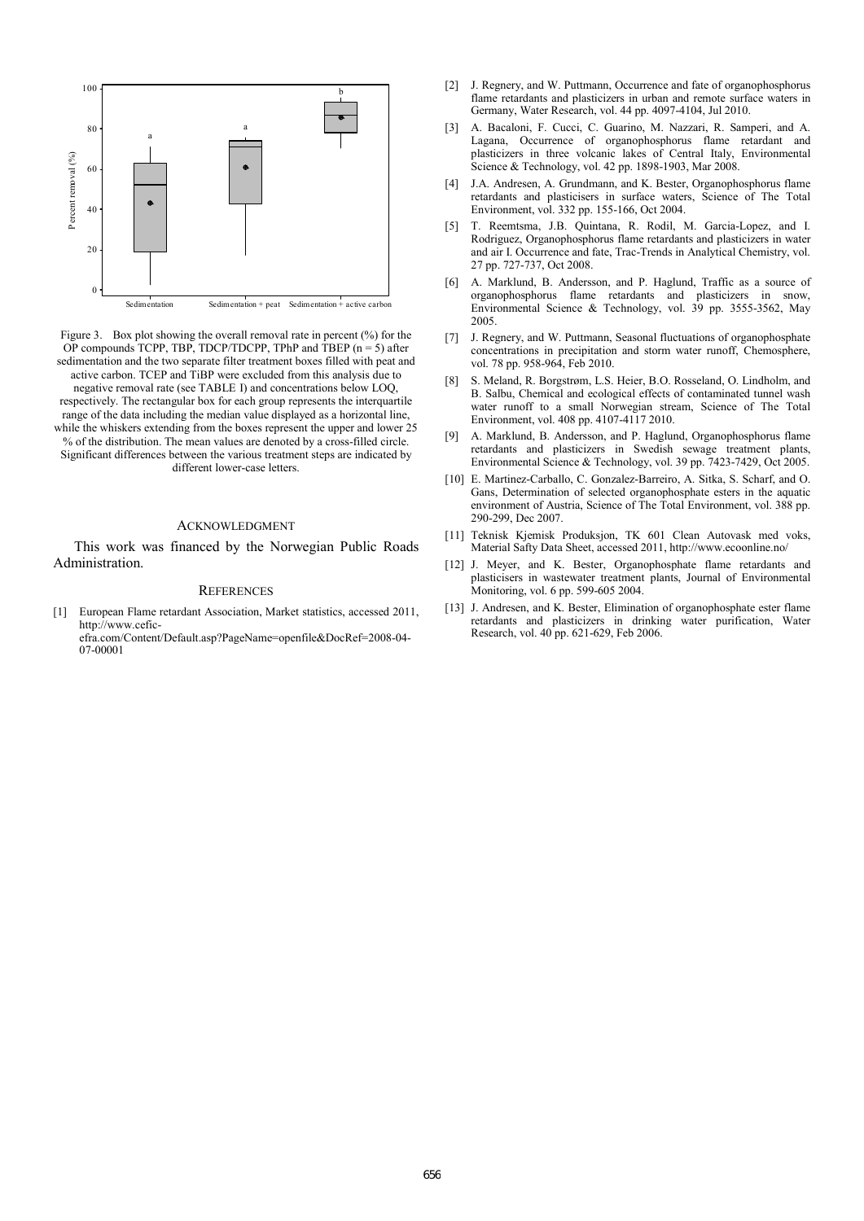100

80

60

40

20

0

P ercent removal (%)

a

a

b

Sedimentation

Sedimentation + peat

Sedimentation + active carbon

Figure 3. Box plot showing the overall removal rate in percent (%) for the OP compounds TCPP, TBP, TDCP/TDCPP, TPhP and TBEP (n = 5) after sedimentation and the two separate filter treatment boxes filled with peat and active carbon. TCEP and TiBP were excluded from this analysis due to negative removal rate (see TABLE I) and concentrations below LOQ, respectively. The rectangular box for each group represents the interquartile range of the data including the median value displayed as a horizontal line, while the whiskers extending from the boxes represent the upper and lower 25 % of the distribution. The mean values are denoted by a cross-filled circle. Significant differences between the various treatment steps are indicated by different lower-case letters.

## ACKNOWLEDGMENT

This work was financed by the Norwegian Public Roads Administration.

## REFERENCES

[1] European Flame retardant Association, Market statistics, accessed 2011, http://www.cefic-efra.com/Content/Default.asp?PageName=openfile&DocRef=2008-04-07-00001

[2] J. Regnery, and W. Puttmann, Occurrence and fate of organophosphorus flame retardants and plasticizers in urban and remote surface waters in Germany, Water Research, vol. 44 pp. 4097-4104, Jul 2010.

[3] A. Bacaloni, F. Cucci, C. Guarino, M. Nazzari, R. Samperi, and A. Lagana, Occurrence of organophosphorus flame retardant and plasticizers in three volcanic lakes of Central Italy, Environmental Science & Technology, vol. 42 pp. 1898-1903, Mar 2008.

[4] J.A. Andresen, A. Grundmann, and K. Bester, Organophosphorus flame retardants and plasticisers in surface waters, Science of The Total Environment, vol. 332 pp. 155-166, Oct 2004.

[5] T. Reemtsma, J.B. Quintana, R. Rodil, M. Garcia-Lopez, and I. Rodriguez, Organophosphorus flame retardants and plasticizers in water and air I. Occurrence and fate, Trac-Trends in Analytical Chemistry, vol. 27 pp. 727-737, Oct 2008.

[6] A. Marklund, B. Andersson, and P. Haglund, Traffic as a source of organophosphorus flame retardants and plasticizers in snow, Environmental Science & Technology, vol. 39 pp. 3555-3562, May 2005.

[7] J. Regnery, and W. Puttmann, Seasonal fluctuations of organophosphate concentrations in precipitation and storm water runoff, Chemosphere, vol. 78 pp. 958-964, Feb 2010.

[8] S. Meland, R. Borgstrøm, L.S. Heier, B.O. Rosseland, O. Lindholm, and B. Salbu, Chemical and ecological effects of contaminated tunnel wash water runoff to a small Norwegian stream, Science of The Total Environment, vol. 408 pp. 4107-4117 2010.

[9] A. Marklund, B. Andersson, and P. Haglund, Organophosphorus flame retardants and plasticizers in Swedish sewage treatment plants, Environmental Science & Technology, vol. 39 pp. 7423-7429, Oct 2005.

[10] E. Martinez-Carballo, C. Gonzalez-Barreiro, A. Sitka, S. Scharf, and O. Gans, Determination of selected organophosphate esters in the aquatic environment of Austria, Science of The Total Environment, vol. 388 pp. 290-299, Dec 2007.

[11] Teknisk Kjemisk Produksjon, TK 601 Clean Autovask med voks, Material Safty Data Sheet, accessed 2011, http://www.ecoonline.no/

[12] J. Meyer, and K. Bester, Organophosphate flame retardants and plasticisers in wastewater treatment plants, Journal of Environmental Monitoring, vol. 6 pp. 599-605 2004.

[13] J. Andresen, and K. Bester, Elimination of organophosphate ester flame retardants and plasticizers in drinking water purification, Water Research, vol. 40 pp. 621-629, Feb 2006.